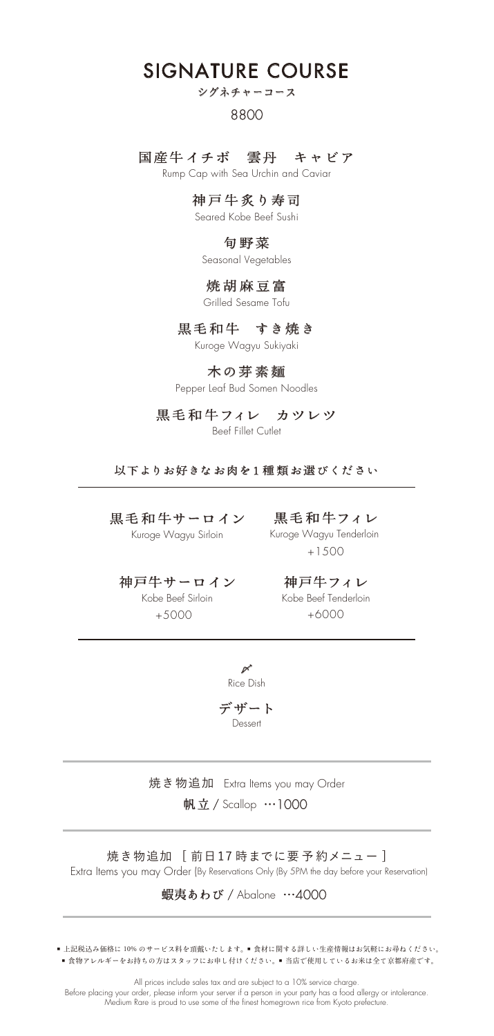# SIGNATURE COURSE

シグネチャーコース

8800

**国産牛イチボ　雲丹　キャビア**
Rump Cap with Sea Urchin and Caviar

**神戸牛炙り寿司**
Seared Kobe Beef Sushi

**旬野菜**
Seasonal Vegetables

**焼胡麻豆富**
Grilled Sesame Tofu

**黒毛和牛　すき焼き**
Kuroge Wagyu Sukiyaki

**木の芽素麺**
Pepper Leaf Bud Somen Noodles

**黒毛和牛フィレ　カツレツ**
Beef Fillet Cutlet

**以下よりお好きなお肉を1種類お選びください**

---

**黒毛和牛サーロイン**
Kuroge Wagyu Sirloin

**黒毛和牛フィレ**
Kuroge Wagyu Tenderloin
+1500

**神戸牛サーロイン**
Kobe Beef Sirloin
+5000

**神戸牛フィレ**
Kobe Beef Tenderloin
+6000

---

Rice Dish

**デザート**
Dessert

---

焼き物追加　Extra Items you may Order

**帆立** / Scallop …1000

---

焼き物追加 ［前日17時までに要予約メニュー］
Extra Items you may Order (By Reservations Only (By 5PM the day before your Reservation)

**蝦夷あわび** / Abalone …4000

---

■ 上記税込み価格に 10% のサービス料を頂戴いたします。■ 食材に関する詳しい生産情報はお気軽にお尋ねください。
■ 食物アレルギーをお持ちの方はスタッフにお申し付けください。■ 当店で使用しているお米は全て京都府産です。

All prices include sales tax and are subject to a 10% service charge.
Before placing your order, please inform your server if a person in your party has a food allergy or intolerance.
Medium Rare is proud to use some of the finest homegrown rice from Kyoto prefecture.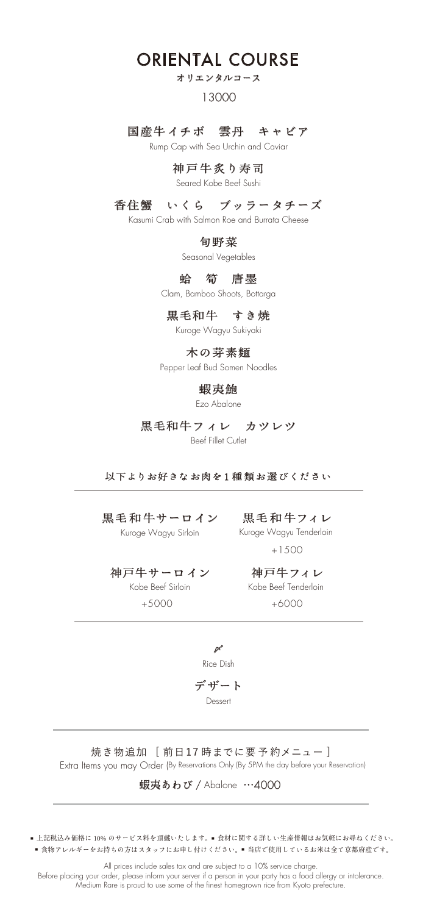# ORIENTAL COURSE

**オリエンタルコース**

13000

**国産牛イチボ　雲丹　キャビア**
Rump Cap with Sea Urchin and Caviar

**神戸牛炙り寿司**
Seared Kobe Beef Sushi

**香住蟹　いくら　ブッラータチーズ**
Kasumi Crab with Salmon Roe and Burrata Cheese

**旬野菜**
Seasonal Vegetables

**蛤　筍　唐墨**
Clam, Bamboo Shoots, Bottarga

**黒毛和牛　すき焼**
Kuroge Wagyu Sukiyaki

**木の芽素麺**
Pepper Leaf Bud Somen Noodles

**蝦夷鮑**
Ezo Abalone

**黒毛和牛フィレ　カツレツ**
Beef Fillet Cutlet

**以下よりお好きなお肉を1種類お選びください**

| | |
|---|---|
| **黒毛和牛サーロイン**<br>Kuroge Wagyu Sirloin | **黒毛和牛フィレ**<br>Kuroge Wagyu Tenderloin<br>+1500 |
| **神戸牛サーロイン**<br>Kobe Beef Sirloin<br>+5000 | **神戸牛フィレ**<br>Kobe Beef Tenderloin<br>+6000 |

Rice Dish

**デザート**
Dessert

焼き物追加 ［前日17時までに要予約メニュー］
Extra Items you may Order (By Reservations Only (By 5PM the day before your Reservation)

**蝦夷あわび** / Abalone …4000

■ 上記税込み価格に 10% のサービス料を頂戴いたします。■ 食材に関する詳しい生産情報はお気軽にお尋ねください。
■ 食物アレルギーをお持ちの方はスタッフにお申し付けください。■ 当店で使用しているお米は全て京都府産です。

All prices include sales tax and are subject to a 10% service charge.
Before placing your order, please inform your server if a person in your party has a food allergy or intolerance.
Medium Rare is proud to use some of the finest homegrown rice from Kyoto prefecture.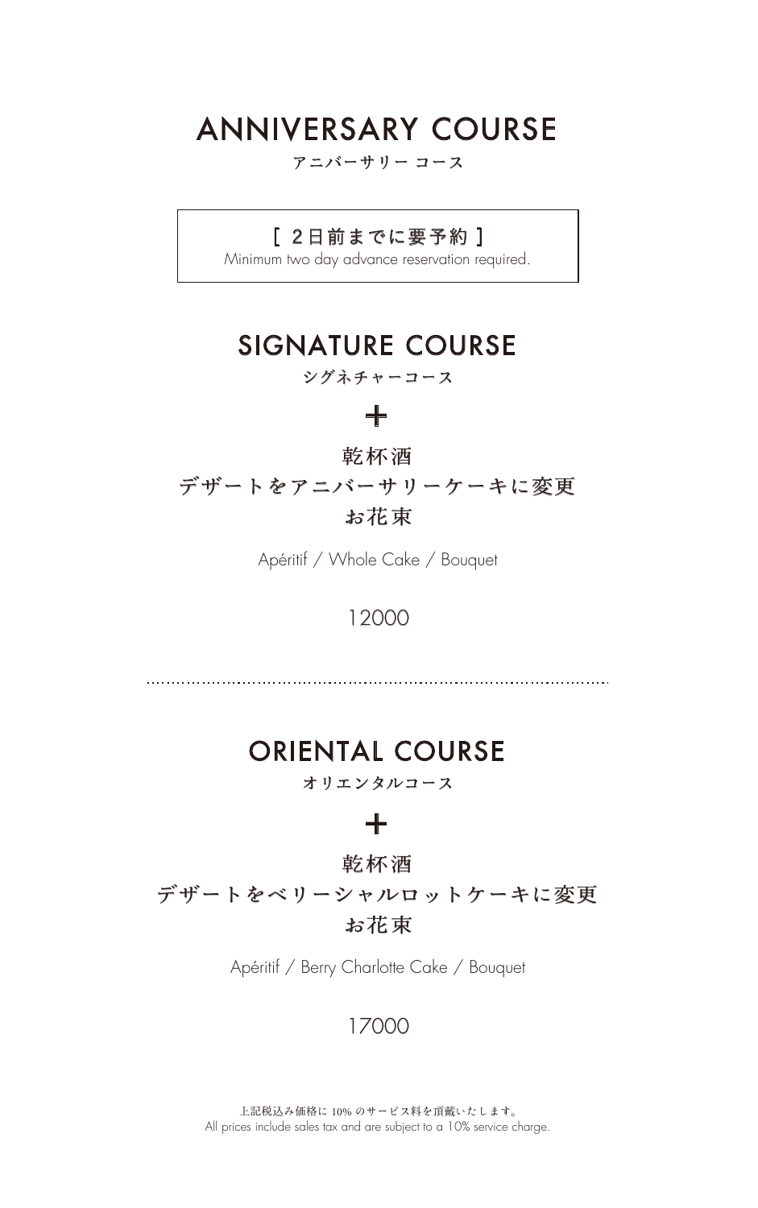# ANNIVERSARY COURSE

アニバーサリー コース

［ 2日前までに要予約 ］
Minimum two day advance reservation required.

## SIGNATURE COURSE

シグネチャーコース

＋

乾杯酒
デザートをアニバーサリーケーキに変更
お花束

Apéritif / Whole Cake / Bouquet

12000

---

## ORIENTAL COURSE

オリエンタルコース

＋

乾杯酒
デザートをベリーシャルロットケーキに変更
お花束

Apéritif / Berry Charlotte Cake / Bouquet

17000

上記税込み価格に 10% のサービス料を頂戴いたします。
All prices include sales tax and are subject to a 10% service charge.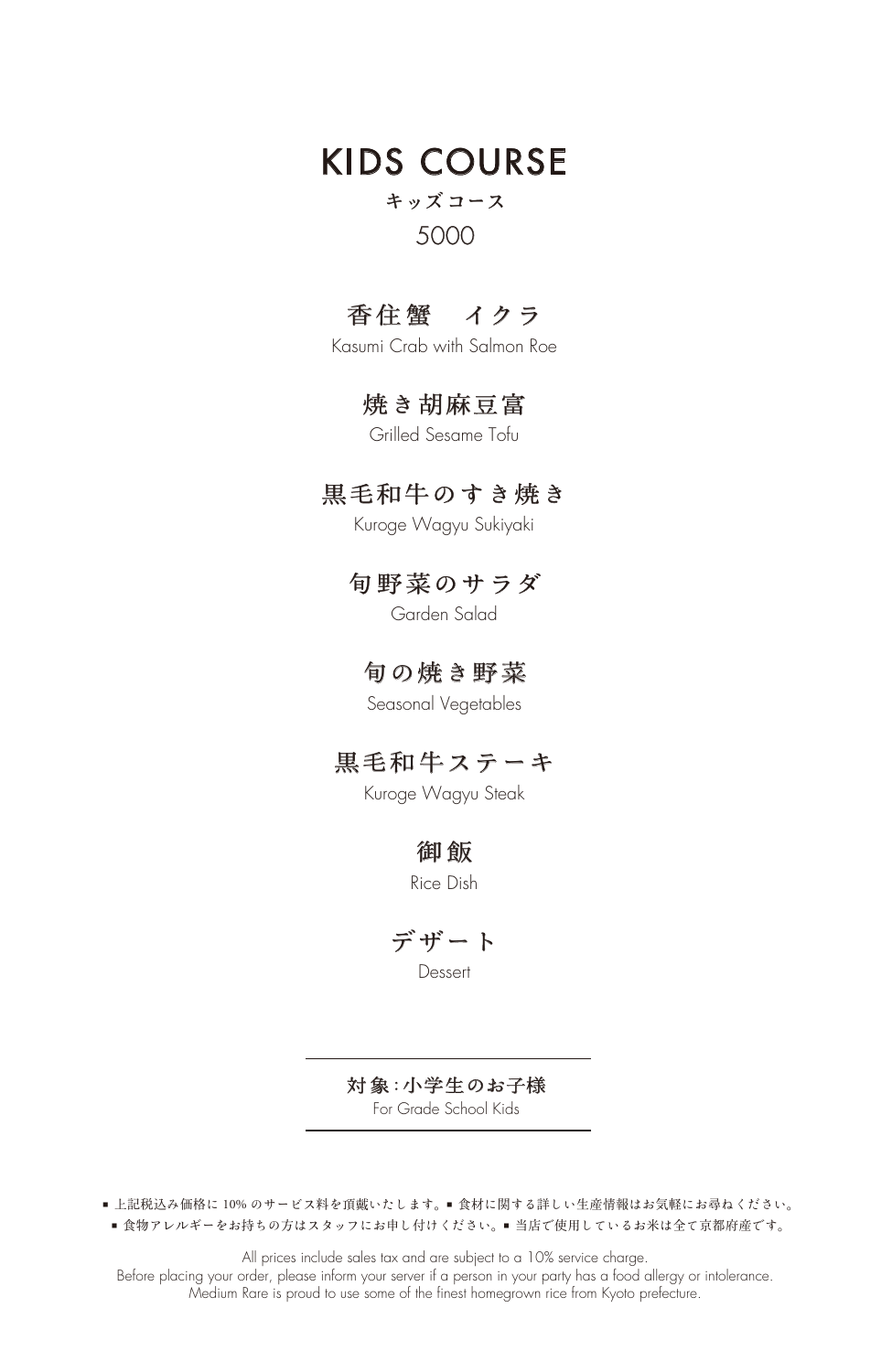# KIDS COURSE

**キッズコース**

5000

**香住蟹　イクラ**
Kasumi Crab with Salmon Roe

**焼き胡麻豆富**
Grilled Sesame Tofu

**黒毛和牛のすき焼き**
Kuroge Wagyu Sukiyaki

**旬野菜のサラダ**
Garden Salad

**旬の焼き野菜**
Seasonal Vegetables

**黒毛和牛ステーキ**
Kuroge Wagyu Steak

**御飯**
Rice Dish

**デザート**
Dessert

---

**対象：小学生のお子様**
For Grade School Kids

---

■ 上記税込み価格に 10% のサービス料を頂戴いたします。■ 食材に関する詳しい生産情報はお気軽にお尋ねください。
■ 食物アレルギーをお持ちの方はスタッフにお申し付けください。■ 当店で使用しているお米は全て京都府産です。

All prices include sales tax and are subject to a 10% service charge.
Before placing your order, please inform your server if a person in your party has a food allergy or intolerance.
Medium Rare is proud to use some of the finest homegrown rice from Kyoto prefecture.